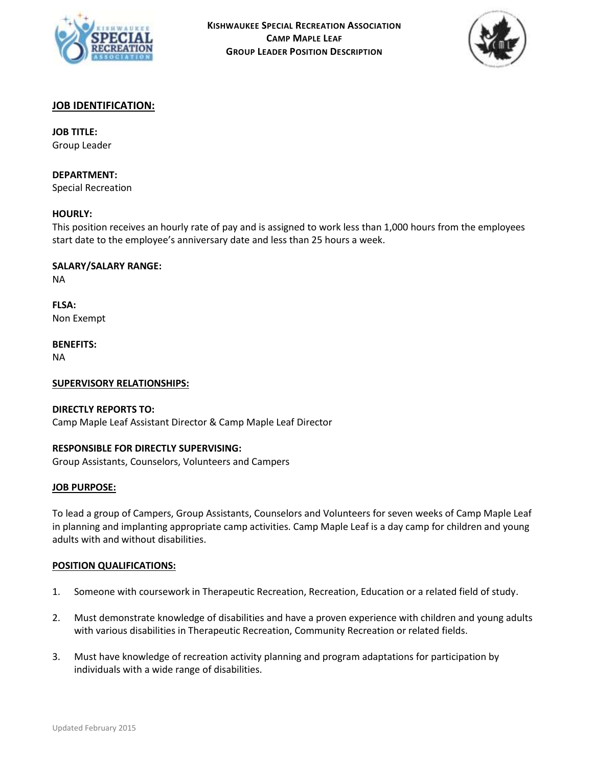# Kishwaukee Special Recreation Association
## Camp Maple Leaf
## Group Leader Position Description

## JOB IDENTIFICATION:

**JOB TITLE:**
Group Leader

**DEPARTMENT:**
Special Recreation

**HOURLY:**
This position receives an hourly rate of pay and is assigned to work less than 1,000 hours from the employees start date to the employee's anniversary date and less than 25 hours a week.

**SALARY/SALARY RANGE:**
NA

**FLSA:**
Non Exempt

**BENEFITS:**
NA

## SUPERVISORY RELATIONSHIPS:

**DIRECTLY REPORTS TO:**
Camp Maple Leaf Assistant Director & Camp Maple Leaf Director

**RESPONSIBLE FOR DIRECTLY SUPERVISING:**
Group Assistants, Counselors, Volunteers and Campers

## JOB PURPOSE:

To lead a group of Campers, Group Assistants, Counselors and Volunteers for seven weeks of Camp Maple Leaf in planning and implanting appropriate camp activities. Camp Maple Leaf is a day camp for children and young adults with and without disabilities.

## POSITION QUALIFICATIONS:

1. Someone with coursework in Therapeutic Recreation, Recreation, Education or a related field of study.

2. Must demonstrate knowledge of disabilities and have a proven experience with children and young adults with various disabilities in Therapeutic Recreation, Community Recreation or related fields.

3. Must have knowledge of recreation activity planning and program adaptations for participation by individuals with a wide range of disabilities.

Updated February 2015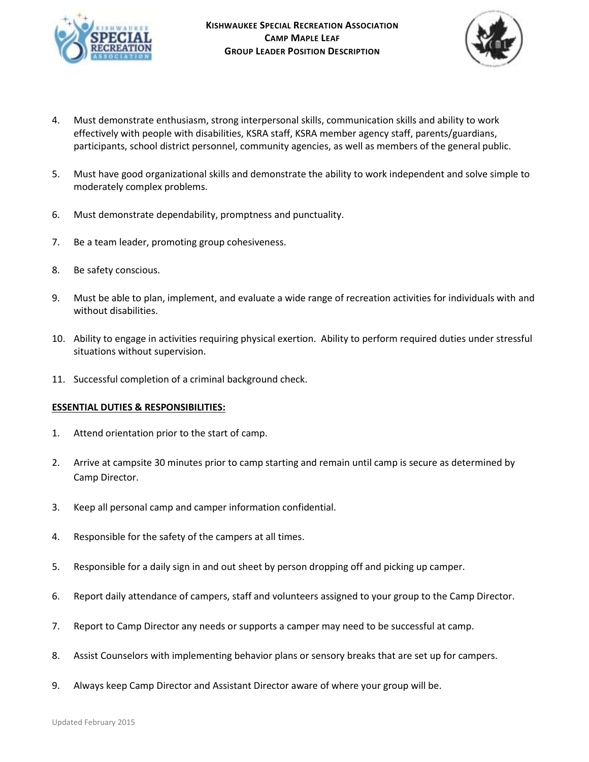4. Must demonstrate enthusiasm, strong interpersonal skills, communication skills and ability to work effectively with people with disabilities, KSRA staff, KSRA member agency staff, parents/guardians, participants, school district personnel, community agencies, as well as members of the general public.

5. Must have good organizational skills and demonstrate the ability to work independent and solve simple to moderately complex problems.

6. Must demonstrate dependability, promptness and punctuality.

7. Be a team leader, promoting group cohesiveness.

8. Be safety conscious.

9. Must be able to plan, implement, and evaluate a wide range of recreation activities for individuals with and without disabilities.

10. Ability to engage in activities requiring physical exertion. Ability to perform required duties under stressful situations without supervision.

11. Successful completion of a criminal background check.

**ESSENTIAL DUTIES & RESPONSIBILITIES:**

1. Attend orientation prior to the start of camp.

2. Arrive at campsite 30 minutes prior to camp starting and remain until camp is secure as determined by Camp Director.

3. Keep all personal camp and camper information confidential.

4. Responsible for the safety of the campers at all times.

5. Responsible for a daily sign in and out sheet by person dropping off and picking up camper.

6. Report daily attendance of campers, staff and volunteers assigned to your group to the Camp Director.

7. Report to Camp Director any needs or supports a camper may need to be successful at camp.

8. Assist Counselors with implementing behavior plans or sensory breaks that are set up for campers.

9. Always keep Camp Director and Assistant Director aware of where your group will be.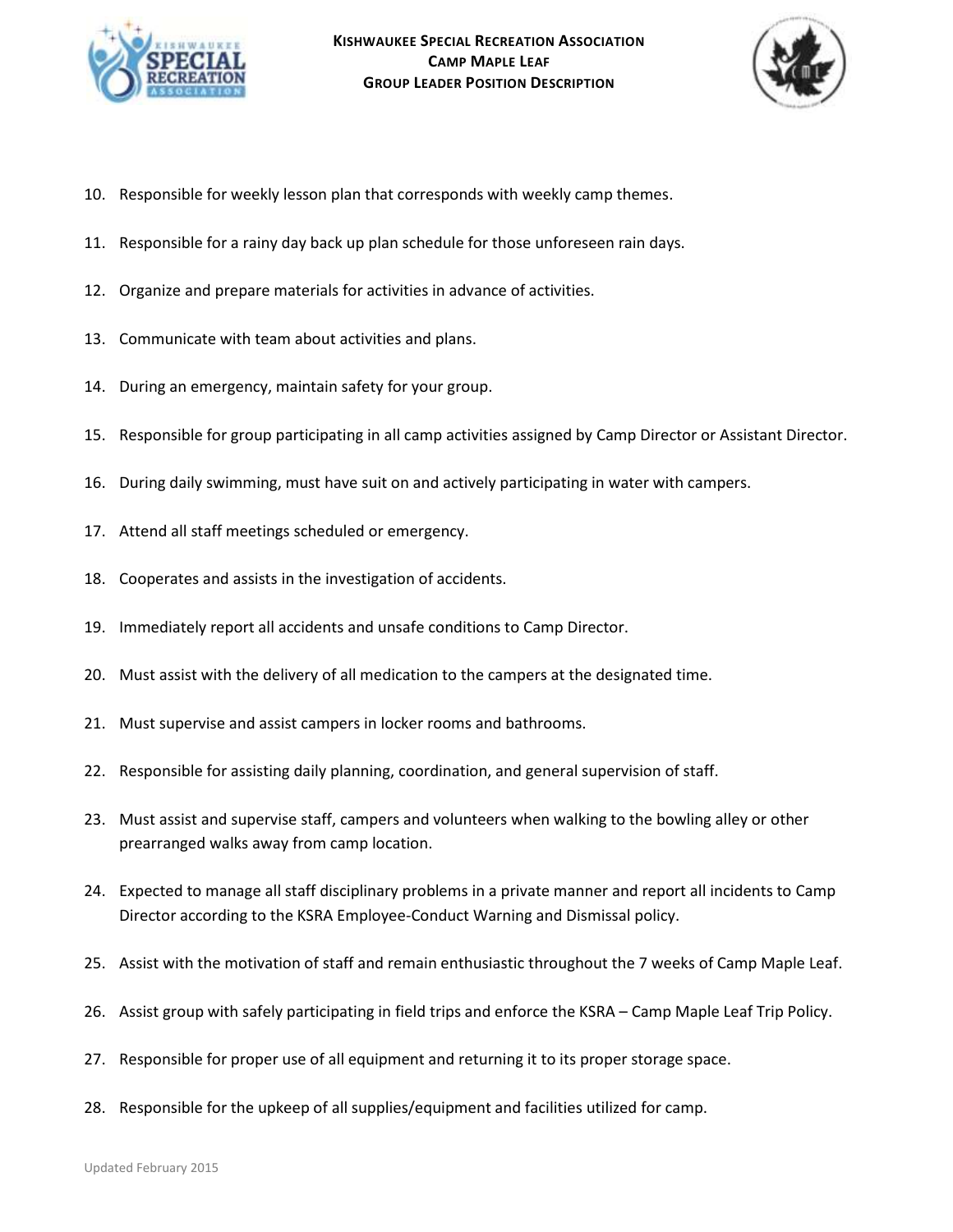10. Responsible for weekly lesson plan that corresponds with weekly camp themes.
11. Responsible for a rainy day back up plan schedule for those unforeseen rain days.
12. Organize and prepare materials for activities in advance of activities.
13. Communicate with team about activities and plans.
14. During an emergency, maintain safety for your group.
15. Responsible for group participating in all camp activities assigned by Camp Director or Assistant Director.
16. During daily swimming, must have suit on and actively participating in water with campers.
17. Attend all staff meetings scheduled or emergency.
18. Cooperates and assists in the investigation of accidents.
19. Immediately report all accidents and unsafe conditions to Camp Director.
20. Must assist with the delivery of all medication to the campers at the designated time.
21. Must supervise and assist campers in locker rooms and bathrooms.
22. Responsible for assisting daily planning, coordination, and general supervision of staff.
23. Must assist and supervise staff, campers and volunteers when walking to the bowling alley or other prearranged walks away from camp location.
24. Expected to manage all staff disciplinary problems in a private manner and report all incidents to Camp Director according to the KSRA Employee-Conduct Warning and Dismissal policy.
25. Assist with the motivation of staff and remain enthusiastic throughout the 7 weeks of Camp Maple Leaf.
26. Assist group with safely participating in field trips and enforce the KSRA – Camp Maple Leaf Trip Policy.
27. Responsible for proper use of all equipment and returning it to its proper storage space.
28. Responsible for the upkeep of all supplies/equipment and facilities utilized for camp.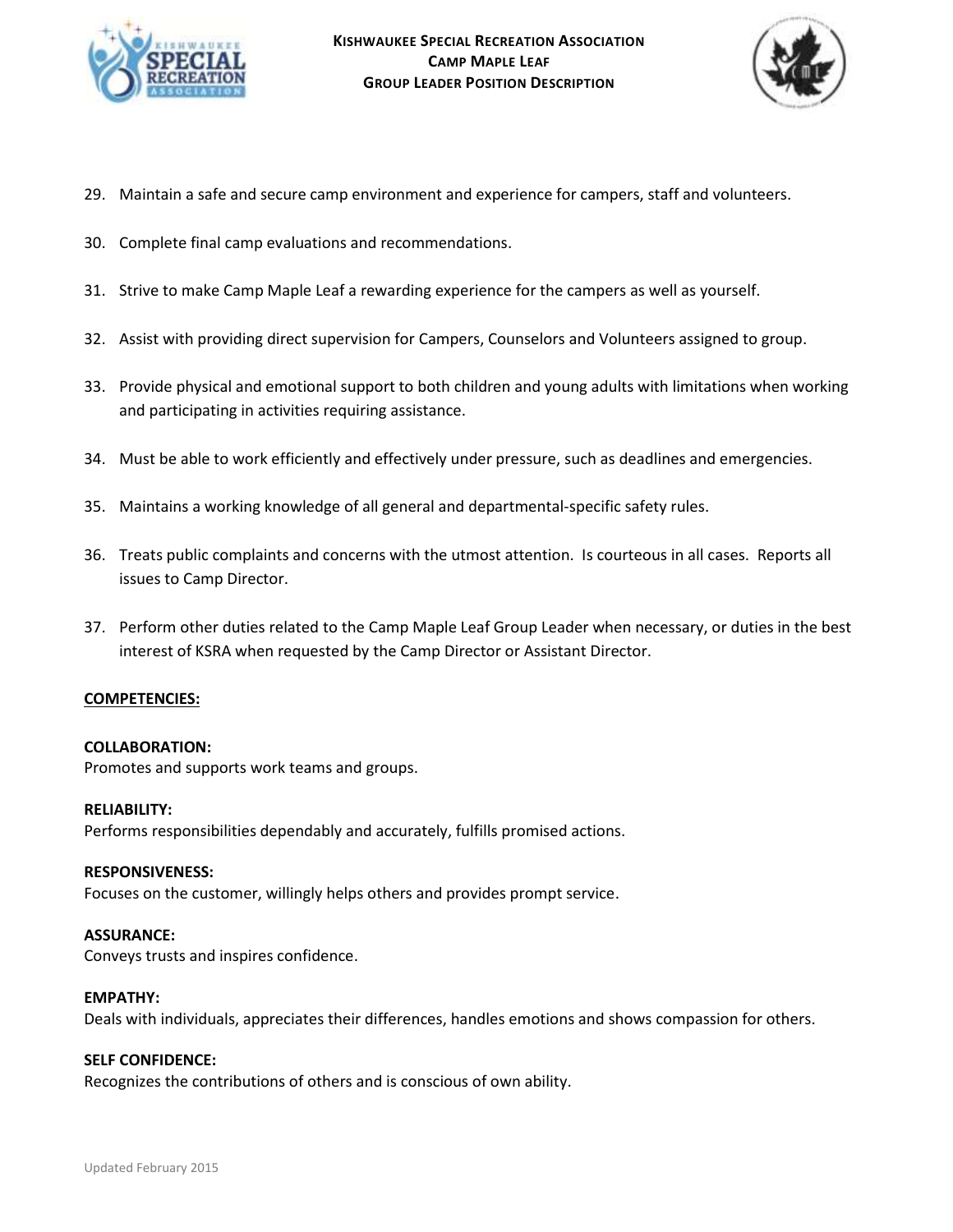29. Maintain a safe and secure camp environment and experience for campers, staff and volunteers.

30. Complete final camp evaluations and recommendations.

31. Strive to make Camp Maple Leaf a rewarding experience for the campers as well as yourself.

32. Assist with providing direct supervision for Campers, Counselors and Volunteers assigned to group.

33. Provide physical and emotional support to both children and young adults with limitations when working and participating in activities requiring assistance.

34. Must be able to work efficiently and effectively under pressure, such as deadlines and emergencies.

35. Maintains a working knowledge of all general and departmental-specific safety rules.

36. Treats public complaints and concerns with the utmost attention. Is courteous in all cases. Reports all issues to Camp Director.

37. Perform other duties related to the Camp Maple Leaf Group Leader when necessary, or duties in the best interest of KSRA when requested by the Camp Director or Assistant Director.

## COMPETENCIES:

**COLLABORATION:**
Promotes and supports work teams and groups.

**RELIABILITY:**
Performs responsibilities dependably and accurately, fulfills promised actions.

**RESPONSIVENESS:**
Focuses on the customer, willingly helps others and provides prompt service.

**ASSURANCE:**
Conveys trusts and inspires confidence.

**EMPATHY:**
Deals with individuals, appreciates their differences, handles emotions and shows compassion for others.

**SELF CONFIDENCE:**
Recognizes the contributions of others and is conscious of own ability.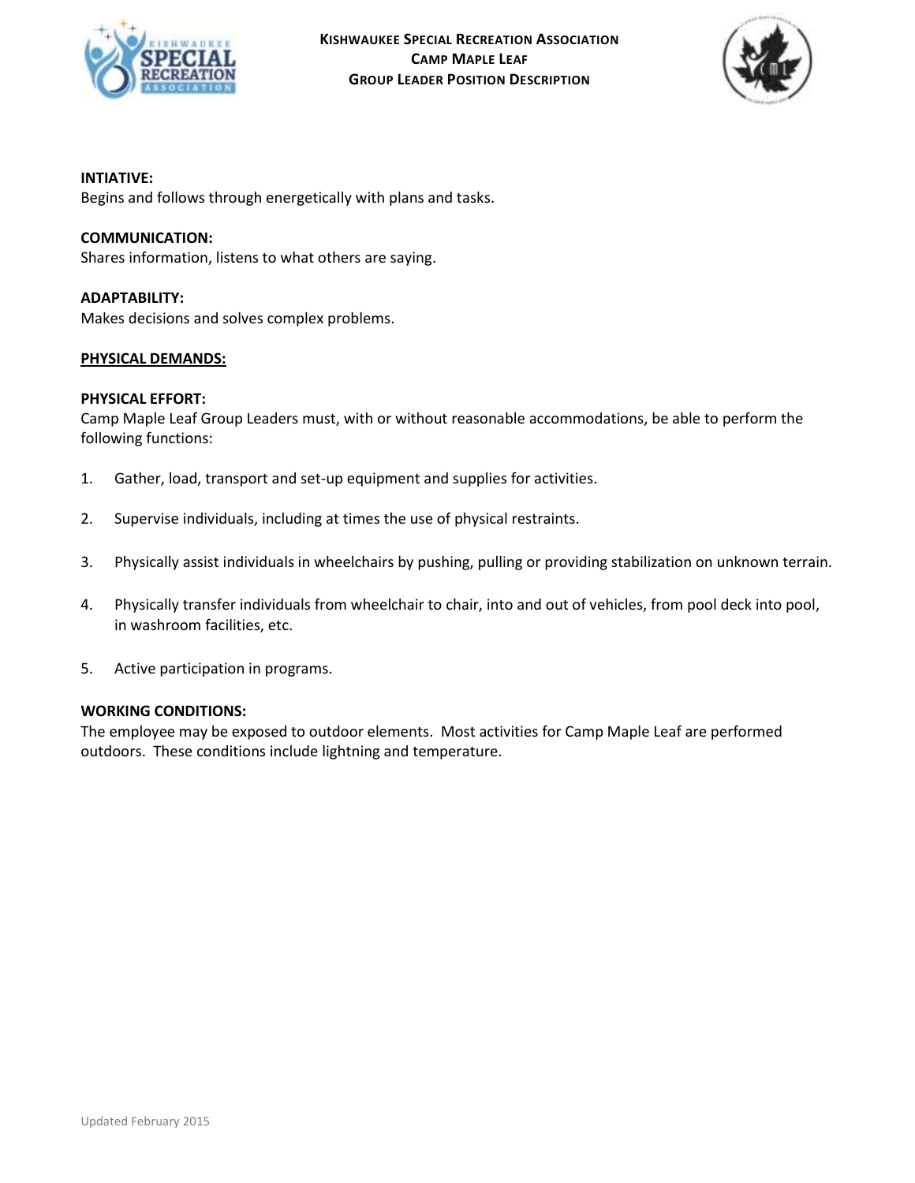**INTIATIVE:**
Begins and follows through energetically with plans and tasks.

**COMMUNICATION:**
Shares information, listens to what others are saying.

**ADAPTABILITY:**
Makes decisions and solves complex problems.

**PHYSICAL DEMANDS:**

**PHYSICAL EFFORT:**
Camp Maple Leaf Group Leaders must, with or without reasonable accommodations, be able to perform the following functions:

1. Gather, load, transport and set-up equipment and supplies for activities.
2. Supervise individuals, including at times the use of physical restraints.
3. Physically assist individuals in wheelchairs by pushing, pulling or providing stabilization on unknown terrain.
4. Physically transfer individuals from wheelchair to chair, into and out of vehicles, from pool deck into pool, in washroom facilities, etc.
5. Active participation in programs.

**WORKING CONDITIONS:**
The employee may be exposed to outdoor elements. Most activities for Camp Maple Leaf are performed outdoors. These conditions include lightning and temperature.

Updated February 2015